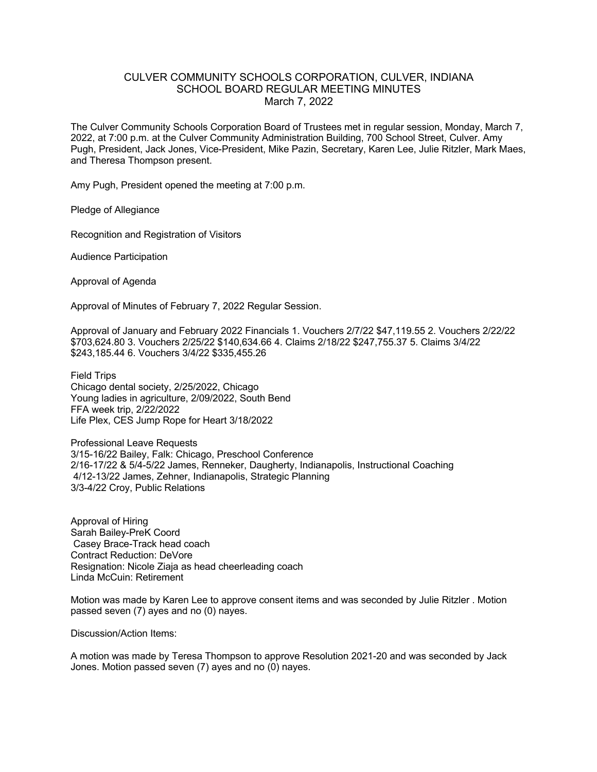# CULVER COMMUNITY SCHOOLS CORPORATION, CULVER, INDIANA
## SCHOOL BOARD REGULAR MEETING MINUTES
### March 7, 2022

The Culver Community Schools Corporation Board of Trustees met in regular session, Monday, March 7, 2022, at 7:00 p.m. at the Culver Community Administration Building, 700 School Street, Culver. Amy Pugh, President, Jack Jones, Vice-President, Mike Pazin, Secretary, Karen Lee, Julie Ritzler, Mark Maes, and Theresa Thompson present.

Amy Pugh, President opened the meeting at 7:00 p.m.

Pledge of Allegiance

Recognition and Registration of Visitors

Audience Participation

Approval of Agenda

Approval of Minutes of February 7, 2022 Regular Session.

Approval of January and February 2022 Financials 1. Vouchers 2/7/22 $47,119.55 2. Vouchers 2/22/22 $703,624.80 3. Vouchers 2/25/22 $140,634.66 4. Claims 2/18/22 $247,755.37 5. Claims 3/4/22 $243,185.44 6. Vouchers 3/4/22 $335,455.26

Field Trips
Chicago dental society, 2/25/2022, Chicago
Young ladies in agriculture, 2/09/2022, South Bend
FFA week trip, 2/22/2022
Life Plex, CES Jump Rope for Heart 3/18/2022

Professional Leave Requests
3/15-16/22 Bailey, Falk: Chicago, Preschool Conference
2/16-17/22 & 5/4-5/22 James, Renneker, Daugherty, Indianapolis, Instructional Coaching
4/12-13/22 James, Zehner, Indianapolis, Strategic Planning
3/3-4/22 Croy, Public Relations

Approval of Hiring
Sarah Bailey-PreK Coord
Casey Brace-Track head coach
Contract Reduction: DeVore
Resignation: Nicole Ziaja as head cheerleading coach
Linda McCuin: Retirement

Motion was made by Karen Lee to approve consent items and was seconded by Julie Ritzler . Motion passed seven (7) ayes and no (0) nayes.

Discussion/Action Items:

A motion was made by Teresa Thompson to approve Resolution 2021-20 and was seconded by Jack Jones. Motion passed seven (7) ayes and no (0) nayes.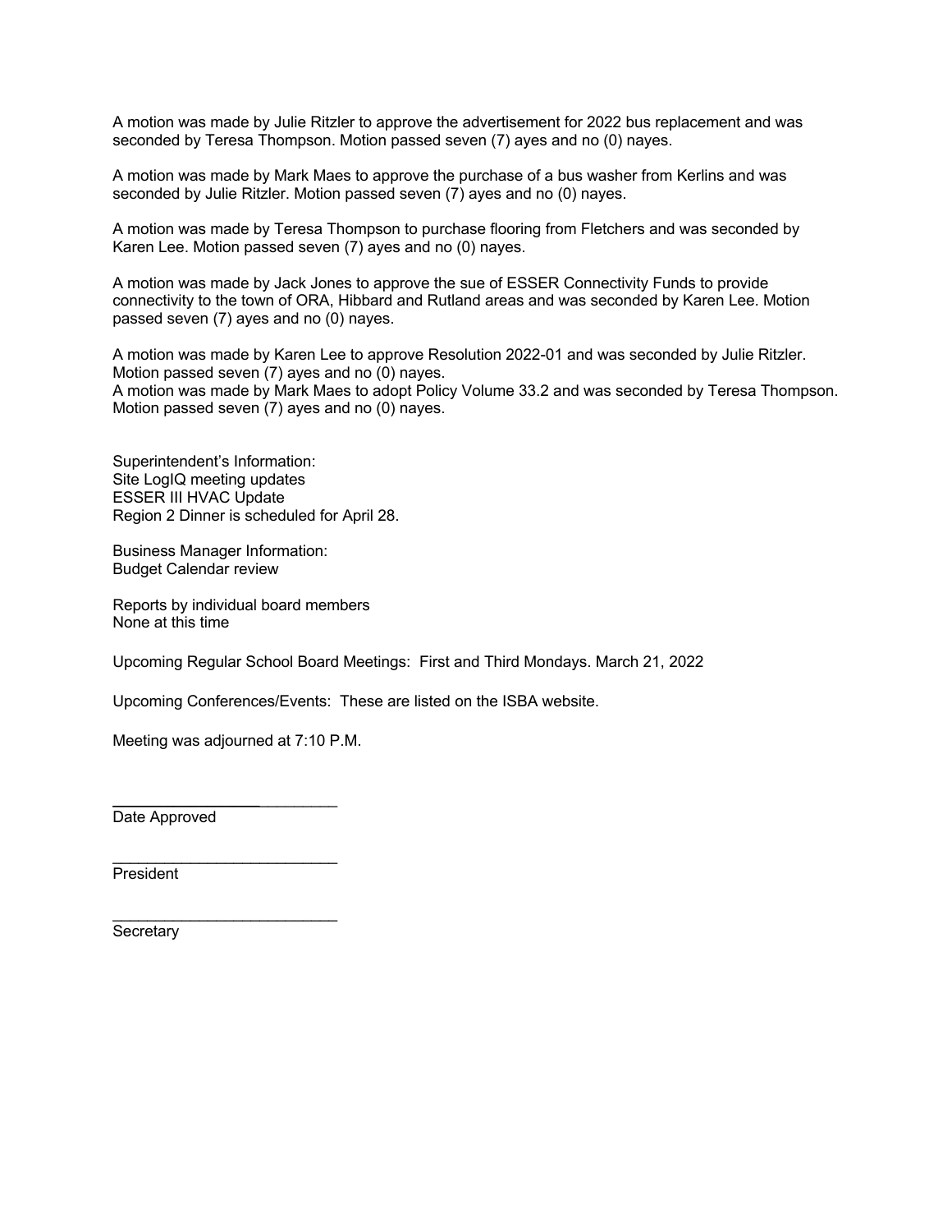A motion was made by Julie Ritzler to approve the advertisement for 2022 bus replacement and was seconded by Teresa Thompson. Motion passed seven (7) ayes and no (0) nayes.

A motion was made by Mark Maes to approve the purchase of a bus washer from Kerlins and was seconded by Julie Ritzler. Motion passed seven (7) ayes and no (0) nayes.

A motion was made by Teresa Thompson to purchase flooring from Fletchers and was seconded by Karen Lee. Motion passed seven (7) ayes and no (0) nayes.

A motion was made by Jack Jones to approve the sue of ESSER Connectivity Funds to provide connectivity to the town of ORA, Hibbard and Rutland areas and was seconded by Karen Lee. Motion passed seven (7) ayes and no (0) nayes.

A motion was made by Karen Lee to approve Resolution 2022-01 and was seconded by Julie Ritzler. Motion passed seven (7) ayes and no (0) nayes.
A motion was made by Mark Maes to adopt Policy Volume 33.2 and was seconded by Teresa Thompson. Motion passed seven (7) ayes and no (0) nayes.

Superintendent's Information:
Site LogIQ meeting updates
ESSER III HVAC Update
Region 2 Dinner is scheduled for April 28.

Business Manager Information:
Budget Calendar review

Reports by individual board members
None at this time

Upcoming Regular School Board Meetings: First and Third Mondays. March 21, 2022

Upcoming Conferences/Events: These are listed on the ISBA website.

Meeting was adjourned at 7:10 P.M.

__________________________
Date Approved

__________________________
President

__________________________
Secretary